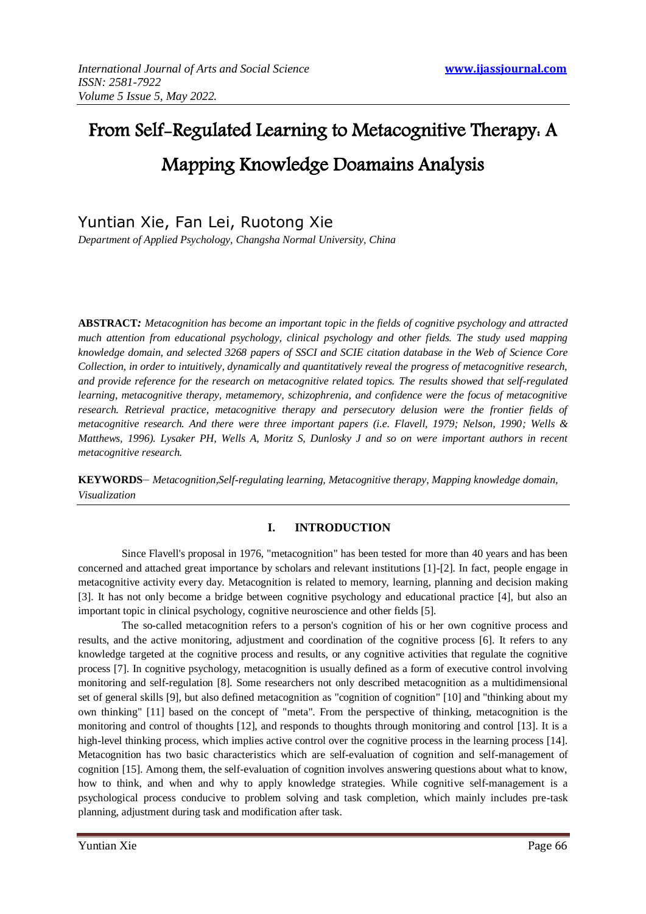# From Self-Regulated Learning to Metacognitive Therapy: A Mapping Knowledge Doamains Analysis

Yuntian Xie, Fan Lei, Ruotong Xie

*Department of Applied Psychology, Changsha Normal University, China*

**ABSTRACT:** *Metacognition has become an important topic in the fields of cognitive psychology and attracted much attention from educational psychology, clinical psychology and other fields. The study used mapping knowledge domain, and selected 3268 papers of SSCI and SCIE citation database in the Web of Science Core Collection, in order to intuitively, dynamically and quantitatively reveal the progress of metacognitive research, and provide reference for the research on metacognitive related topics. The results showed that self-regulated learning, metacognitive therapy, metamemory, schizophrenia, and confidence were the focus of metacognitive research. Retrieval practice, metacognitive therapy and persecutory delusion were the frontier fields of metacognitive research. And there were three important papers (i.e. Flavell, 1979; Nelson, 1990; Wells & Matthews, 1996). Lysaker PH, Wells A, Moritz S, Dunlosky J and so on were important authors in recent metacognitive research.*

**KEYWORDS**– *Metacognition,Self-regulating learning, Metacognitive therapy, Mapping knowledge domain, Visualization*

## I. INTRODUCTION

Since Flavell's proposal in 1976, "metacognition" has been tested for more than 40 years and has been concerned and attached great importance by scholars and relevant institutions [1]-[2]. In fact, people engage in metacognitive activity every day. Metacognition is related to memory, learning, planning and decision making [3]. It has not only become a bridge between cognitive psychology and educational practice [4], but also an important topic in clinical psychology, cognitive neuroscience and other fields [5].

The so-called metacognition refers to a person's cognition of his or her own cognitive process and results, and the active monitoring, adjustment and coordination of the cognitive process [6]. It refers to any knowledge targeted at the cognitive process and results, or any cognitive activities that regulate the cognitive process [7]. In cognitive psychology, metacognition is usually defined as a form of executive control involving monitoring and self-regulation [8]. Some researchers not only described metacognition as a multidimensional set of general skills [9], but also defined metacognition as "cognition of cognition" [10] and "thinking about my own thinking" [11] based on the concept of "meta". From the perspective of thinking, metacognition is the monitoring and control of thoughts [12], and responds to thoughts through monitoring and control [13]. It is a high-level thinking process, which implies active control over the cognitive process in the learning process [14]. Metacognition has two basic characteristics which are self-evaluation of cognition and self-management of cognition [15]. Among them, the self-evaluation of cognition involves answering questions about what to know, how to think, and when and why to apply knowledge strategies. While cognitive self-management is a psychological process conducive to problem solving and task completion, which mainly includes pre-task planning, adjustment during task and modification after task.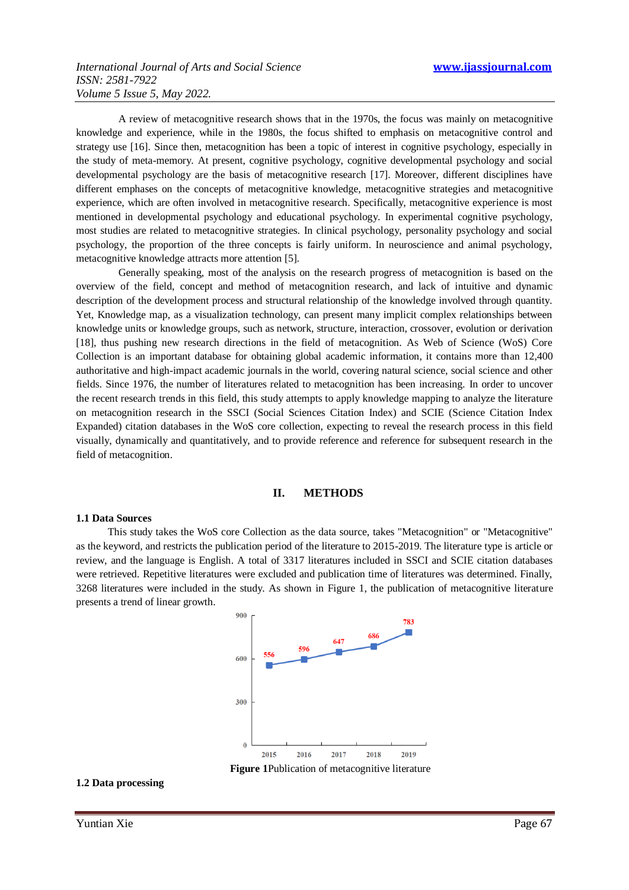A review of metacognitive research shows that in the 1970s, the focus was mainly on metacognitive knowledge and experience, while in the 1980s, the focus shifted to emphasis on metacognitive control and strategy use [16]. Since then, metacognition has been a topic of interest in cognitive psychology, especially in the study of meta-memory. At present, cognitive psychology, cognitive developmental psychology and social developmental psychology are the basis of metacognitive research [17]. Moreover, different disciplines have different emphases on the concepts of metacognitive knowledge, metacognitive strategies and metacognitive experience, which are often involved in metacognitive research. Specifically, metacognitive experience is most mentioned in developmental psychology and educational psychology. In experimental cognitive psychology, most studies are related to metacognitive strategies. In clinical psychology, personality psychology and social psychology, the proportion of the three concepts is fairly uniform. In neuroscience and animal psychology, metacognitive knowledge attracts more attention [5].

Generally speaking, most of the analysis on the research progress of metacognition is based on the overview of the field, concept and method of metacognition research, and lack of intuitive and dynamic description of the development process and structural relationship of the knowledge involved through quantity. Yet, Knowledge map, as a visualization technology, can present many implicit complex relationships between knowledge units or knowledge groups, such as network, structure, interaction, crossover, evolution or derivation [18], thus pushing new research directions in the field of metacognition. As Web of Science (WoS) Core Collection is an important database for obtaining global academic information, it contains more than 12,400 authoritative and high-impact academic journals in the world, covering natural science, social science and other fields. Since 1976, the number of literatures related to metacognition has been increasing. In order to uncover the recent research trends in this field, this study attempts to apply knowledge mapping to analyze the literature on metacognition research in the SSCI (Social Sciences Citation Index) and SCIE (Science Citation Index Expanded) citation databases in the WoS core collection, expecting to reveal the research process in this field visually, dynamically and quantitatively, and to provide reference and reference for subsequent research in the field of metacognition.

## II. METHODS

### 1.1 Data Sources

This study takes the WoS core Collection as the data source, takes "Metacognition" or "Metacognitive" as the keyword, and restricts the publication period of the literature to 2015-2019. The literature type is article or review, and the language is English. A total of 3317 literatures included in SSCI and SCIE citation databases were retrieved. Repetitive literatures were excluded and publication time of literatures was determined. Finally, 3268 literatures were included in the study. As shown in Figure 1, the publication of metacognitive literature presents a trend of linear growth.

**Figure 1**Publication of metacognitive literature

### 1.2 Data processing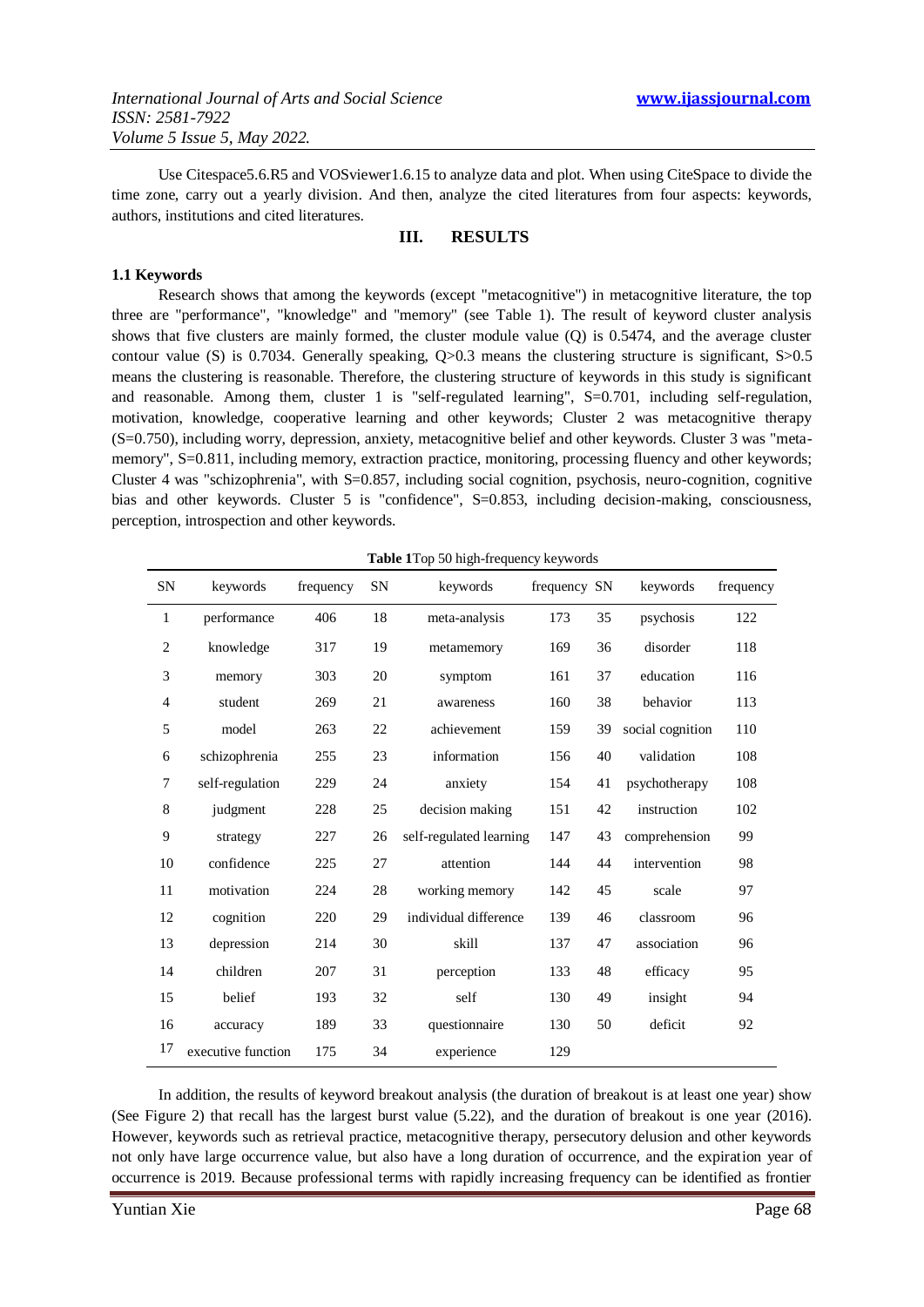Use Citespace5.6.R5 and VOSviewer1.6.15 to analyze data and plot. When using CiteSpace to divide the time zone, carry out a yearly division. And then, analyze the cited literatures from four aspects: keywords, authors, institutions and cited literatures.

## III. RESULTS

### 1.1 Keywords

Research shows that among the keywords (except "metacognitive") in metacognitive literature, the top three are "performance", "knowledge" and "memory" (see Table 1). The result of keyword cluster analysis shows that five clusters are mainly formed, the cluster module value (Q) is 0.5474, and the average cluster contour value (S) is 0.7034. Generally speaking, Q>0.3 means the clustering structure is significant, S>0.5 means the clustering is reasonable. Therefore, the clustering structure of keywords in this study is significant and reasonable. Among them, cluster 1 is "self-regulated learning", S=0.701, including self-regulation, motivation, knowledge, cooperative learning and other keywords; Cluster 2 was metacognitive therapy (S=0.750), including worry, depression, anxiety, metacognitive belief and other keywords. Cluster 3 was "meta-memory", S=0.811, including memory, extraction practice, monitoring, processing fluency and other keywords; Cluster 4 was "schizophrenia", with S=0.857, including social cognition, psychosis, neuro-cognition, cognitive bias and other keywords. Cluster 5 is "confidence", S=0.853, including decision-making, consciousness, perception, introspection and other keywords.

**Table 1** Top 50 high-frequency keywords

| SN | keywords | frequency | SN | keywords | frequency | SN | keywords | frequency |
|---|---|---|---|---|---|---|---|---|
| 1 | performance | 406 | 18 | meta-analysis | 173 | 35 | psychosis | 122 |
| 2 | knowledge | 317 | 19 | metamemory | 169 | 36 | disorder | 118 |
| 3 | memory | 303 | 20 | symptom | 161 | 37 | education | 116 |
| 4 | student | 269 | 21 | awareness | 160 | 38 | behavior | 113 |
| 5 | model | 263 | 22 | achievement | 159 | 39 | social cognition | 110 |
| 6 | schizophrenia | 255 | 23 | information | 156 | 40 | validation | 108 |
| 7 | self-regulation | 229 | 24 | anxiety | 154 | 41 | psychotherapy | 108 |
| 8 | judgment | 228 | 25 | decision making | 151 | 42 | instruction | 102 |
| 9 | strategy | 227 | 26 | self-regulated learning | 147 | 43 | comprehension | 99 |
| 10 | confidence | 225 | 27 | attention | 144 | 44 | intervention | 98 |
| 11 | motivation | 224 | 28 | working memory | 142 | 45 | scale | 97 |
| 12 | cognition | 220 | 29 | individual difference | 139 | 46 | classroom | 96 |
| 13 | depression | 214 | 30 | skill | 137 | 47 | association | 96 |
| 14 | children | 207 | 31 | perception | 133 | 48 | efficacy | 95 |
| 15 | belief | 193 | 32 | self | 130 | 49 | insight | 94 |
| 16 | accuracy | 189 | 33 | questionnaire | 130 | 50 | deficit | 92 |
| 17 | executive function | 175 | 34 | experience | 129 | | | |

In addition, the results of keyword breakout analysis (the duration of breakout is at least one year) show (See Figure 2) that recall has the largest burst value (5.22), and the duration of breakout is one year (2016). However, keywords such as retrieval practice, metacognitive therapy, persecutory delusion and other keywords not only have large occurrence value, but also have a long duration of occurrence, and the expiration year of occurrence is 2019. Because professional terms with rapidly increasing frequency can be identified as frontier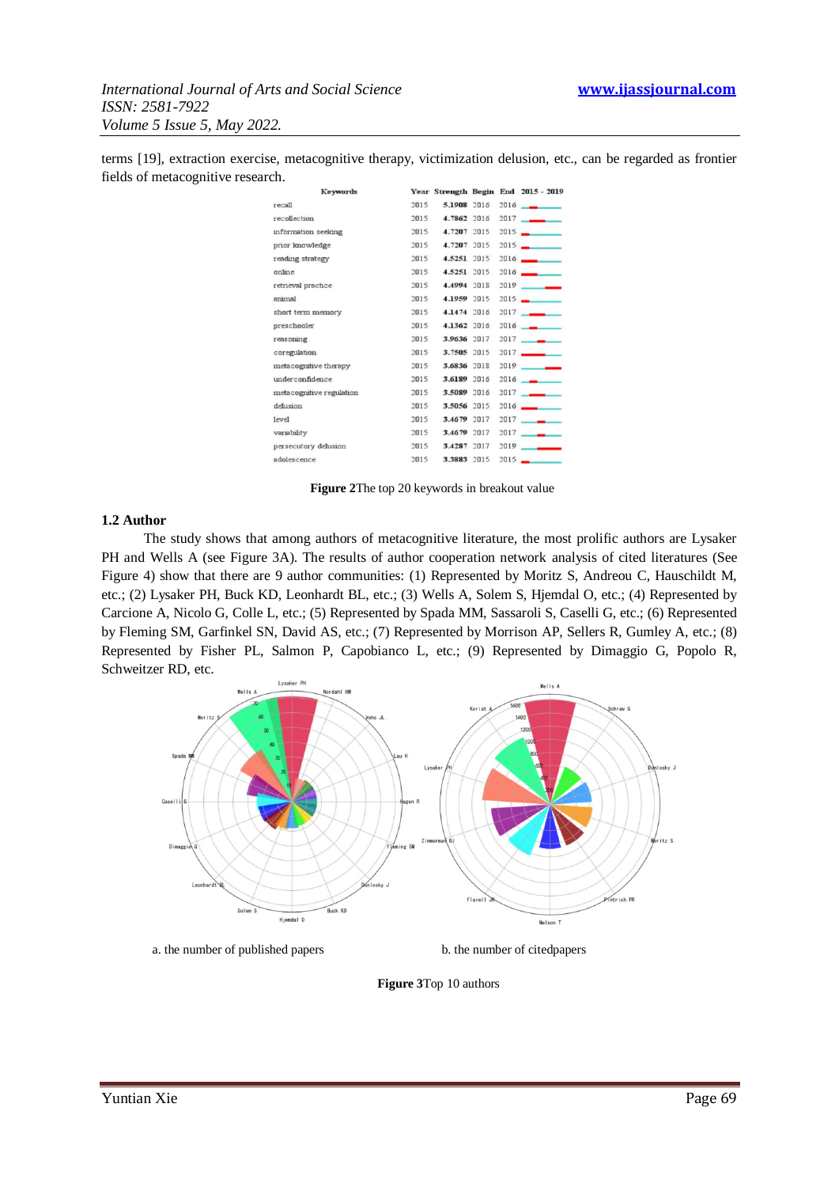terms [19], extraction exercise, metacognitive therapy, victimization delusion, etc., can be regarded as frontier fields of metacognitive research.

| Keywords | Year | Strength | Begin | End | 2015 - 2019 |
|---|---|---|---|---|---|
| recall | 2015 | 5.1908 | 2016 | 2016 | |
| recollection | 2015 | 4.7862 | 2016 | 2017 | |
| information seeking | 2015 | 4.7207 | 2015 | 2015 | |
| prior knowledge | 2015 | 4.7207 | 2015 | 2015 | |
| reading strategy | 2015 | 4.5251 | 2015 | 2016 | |
| online | 2015 | 4.5251 | 2015 | 2016 | |
| retrieval practice | 2015 | 4.4994 | 2018 | 2019 | |
| animal | 2015 | 4.1959 | 2015 | 2015 | |
| short term memory | 2015 | 4.1474 | 2016 | 2017 | |
| preschooler | 2015 | 4.1362 | 2016 | 2016 | |
| reasoning | 2015 | 3.9636 | 2017 | 2017 | |
| coregulation | 2015 | 3.7505 | 2015 | 2017 | |
| metacognitive therapy | 2015 | 3.6836 | 2018 | 2019 | |
| underconfidence | 2015 | 3.6189 | 2016 | 2016 | |
| metacognitive regulation | 2015 | 3.5089 | 2016 | 2017 | |
| delusion | 2015 | 3.5056 | 2015 | 2016 | |
| level | 2015 | 3.4679 | 2017 | 2017 | |
| variability | 2015 | 3.4679 | 2017 | 2017 | |
| persecutory delusion | 2015 | 3.4287 | 2017 | 2019 | |
| adolescence | 2015 | 3.3883 | 2015 | 2015 | |

**Figure 2**The top 20 keywords in breakout value

### 1.2 Author

The study shows that among authors of metacognitive literature, the most prolific authors are Lysaker PH and Wells A (see Figure 3A). The results of author cooperation network analysis of cited literatures (See Figure 4) show that there are 9 author communities: (1) Represented by Moritz S, Andreou C, Hauschildt M, etc.; (2) Lysaker PH, Buck KD, Leonhardt BL, etc.; (3) Wells A, Solem S, Hjemdal O, etc.; (4) Represented by Carcione A, Nicolo G, Colle L, etc.; (5) Represented by Spada MM, Sassaroli S, Caselli G, etc.; (6) Represented by Fleming SM, Garfinkel SN, David AS, etc.; (7) Represented by Morrison AP, Sellers R, Gumley A, etc.; (8) Represented by Fisher PL, Salmon P, Capobianco L, etc.; (9) Represented by Dimaggio G, Popolo R, Schweitzer RD, etc.

a. the number of published papers

b. the number of citedpapers

**Figure 3**Top 10 authors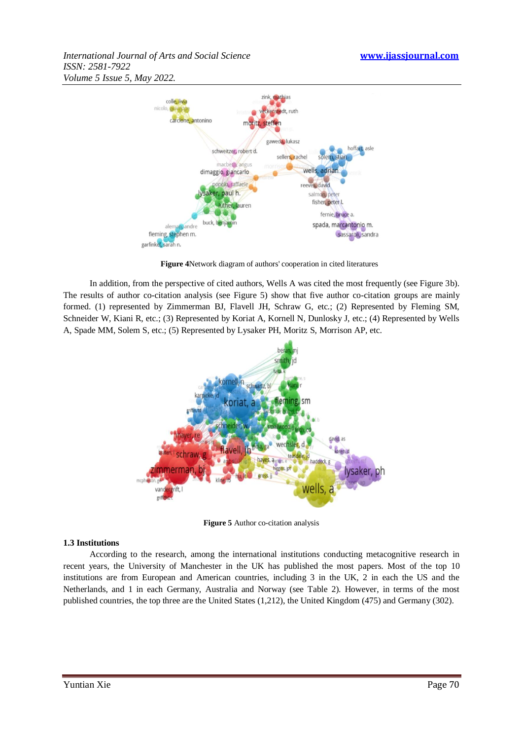**Figure 4**Network diagram of authors' cooperation in cited literatures

In addition, from the perspective of cited authors, Wells A was cited the most frequently (see Figure 3b). The results of author co-citation analysis (see Figure 5) show that five author co-citation groups are mainly formed. (1) represented by Zimmerman BJ, Flavell JH, Schraw G, etc.; (2) Represented by Fleming SM, Schneider W, Kiani R, etc.; (3) Represented by Koriat A, Kornell N, Dunlosky J, etc.; (4) Represented by Wells A, Spade MM, Solem S, etc.; (5) Represented by Lysaker PH, Moritz S, Morrison AP, etc.

**Figure 5** Author co-citation analysis

### 1.3 Institutions

According to the research, among the international institutions conducting metacognitive research in recent years, the University of Manchester in the UK has published the most papers. Most of the top 10 institutions are from European and American countries, including 3 in the UK, 2 in each the US and the Netherlands, and 1 in each Germany, Australia and Norway (see Table 2). However, in terms of the most published countries, the top three are the United States (1,212), the United Kingdom (475) and Germany (302).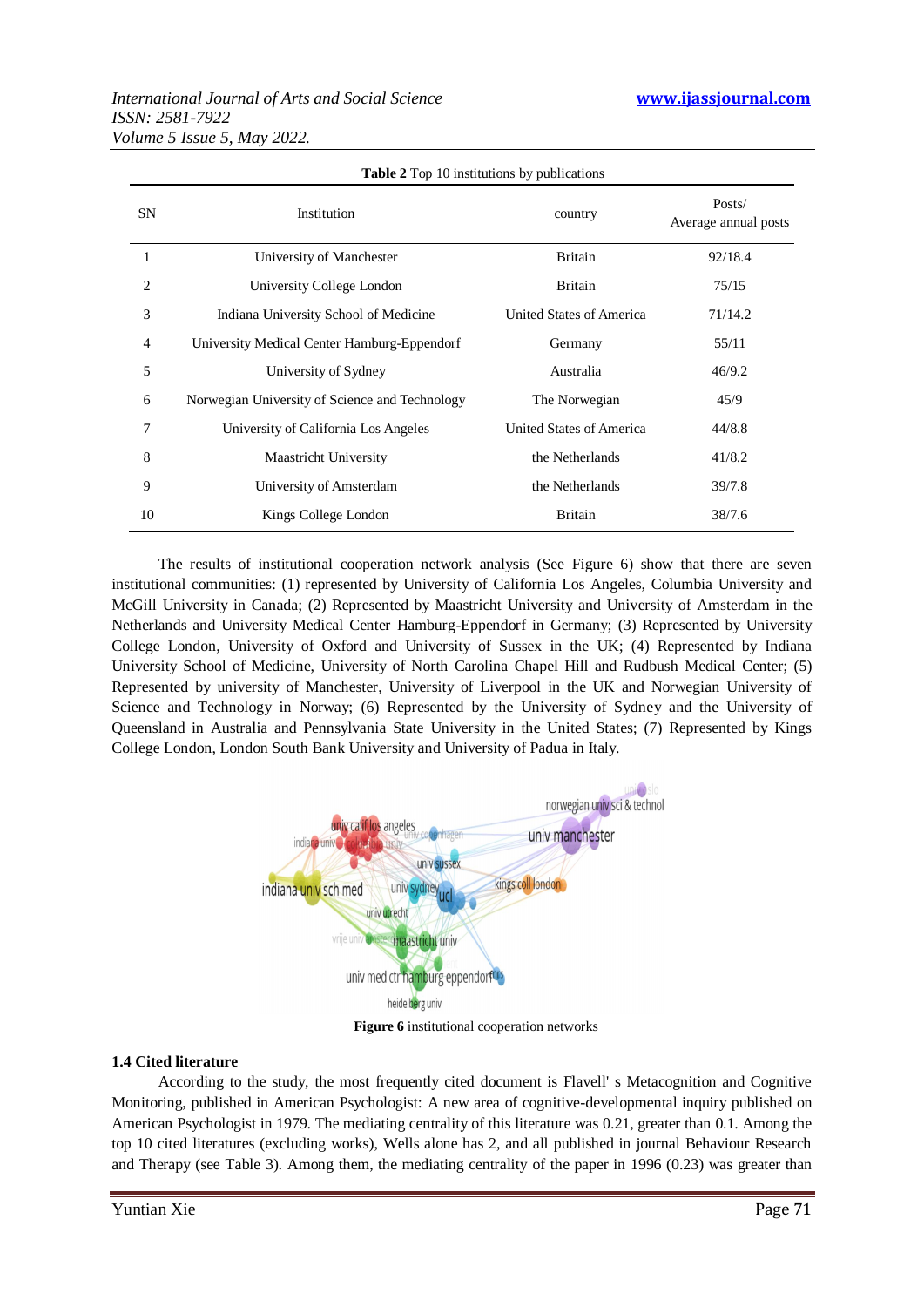**Table 2** Top 10 institutions by publications

| SN | Institution | country | Posts/ Average annual posts |
|---|---|---|---|
| 1 | University of Manchester | Britain | 92/18.4 |
| 2 | University College London | Britain | 75/15 |
| 3 | Indiana University School of Medicine | United States of America | 71/14.2 |
| 4 | University Medical Center Hamburg-Eppendorf | Germany | 55/11 |
| 5 | University of Sydney | Australia | 46/9.2 |
| 6 | Norwegian University of Science and Technology | The Norwegian | 45/9 |
| 7 | University of California Los Angeles | United States of America | 44/8.8 |
| 8 | Maastricht University | the Netherlands | 41/8.2 |
| 9 | University of Amsterdam | the Netherlands | 39/7.8 |
| 10 | Kings College London | Britain | 38/7.6 |

The results of institutional cooperation network analysis (See Figure 6) show that there are seven institutional communities: (1) represented by University of California Los Angeles, Columbia University and McGill University in Canada; (2) Represented by Maastricht University and University of Amsterdam in the Netherlands and University Medical Center Hamburg-Eppendorf in Germany; (3) Represented by University College London, University of Oxford and University of Sussex in the UK; (4) Represented by Indiana University School of Medicine, University of North Carolina Chapel Hill and Rudbush Medical Center; (5) Represented by university of Manchester, University of Liverpool in the UK and Norwegian University of Science and Technology in Norway; (6) Represented by the University of Sydney and the University of Queensland in Australia and Pennsylvania State University in the United States; (7) Represented by Kings College London, London South Bank University and University of Padua in Italy.

**Figure 6** institutional cooperation networks

### 1.4 Cited literature

According to the study, the most frequently cited document is Flavell' s Metacognition and Cognitive Monitoring, published in American Psychologist: A new area of cognitive-developmental inquiry published on American Psychologist in 1979. The mediating centrality of this literature was 0.21, greater than 0.1. Among the top 10 cited literatures (excluding works), Wells alone has 2, and all published in journal Behaviour Research and Therapy (see Table 3). Among them, the mediating centrality of the paper in 1996 (0.23) was greater than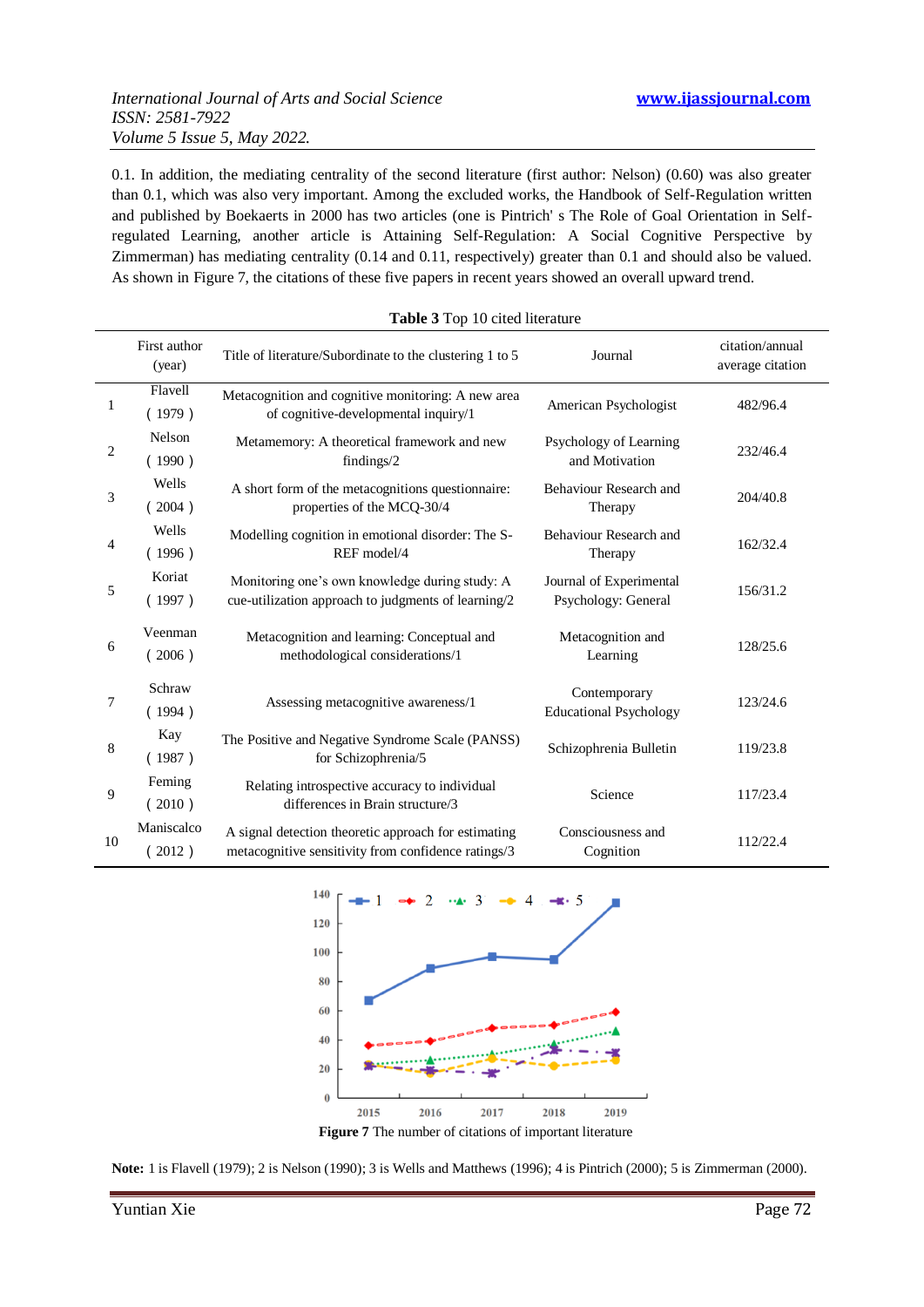0.1. In addition, the mediating centrality of the second literature (first author: Nelson) (0.60) was also greater than 0.1, which was also very important. Among the excluded works, the Handbook of Self-Regulation written and published by Boekaerts in 2000 has two articles (one is Pintrich' s The Role of Goal Orientation in Self-regulated Learning, another article is Attaining Self-Regulation: A Social Cognitive Perspective by Zimmerman) has mediating centrality (0.14 and 0.11, respectively) greater than 0.1 and should also be valued. As shown in Figure 7, the citations of these five papers in recent years showed an overall upward trend.

**Table 3** Top 10 cited literature

| | First author (year) | Title of literature/Subordinate to the clustering 1 to 5 | Journal | citation/annual average citation |
|---|---|---|---|---|
| 1 | Flavell ( 1979 ) | Metacognition and cognitive monitoring: A new area of cognitive-developmental inquiry/1 | American Psychologist | 482/96.4 |
| 2 | Nelson ( 1990 ) | Metamemory: A theoretical framework and new findings/2 | Psychology of Learning and Motivation | 232/46.4 |
| 3 | Wells ( 2004 ) | A short form of the metacognitions questionnaire: properties of the MCQ-30/4 | Behaviour Research and Therapy | 204/40.8 |
| 4 | Wells ( 1996 ) | Modelling cognition in emotional disorder: The S-REF model/4 | Behaviour Research and Therapy | 162/32.4 |
| 5 | Koriat ( 1997 ) | Monitoring one's own knowledge during study: A cue-utilization approach to judgments of learning/2 | Journal of Experimental Psychology: General | 156/31.2 |
| 6 | Veenman ( 2006 ) | Metacognition and learning: Conceptual and methodological considerations/1 | Metacognition and Learning | 128/25.6 |
| 7 | Schraw ( 1994 ) | Assessing metacognitive awareness/1 | Contemporary Educational Psychology | 123/24.6 |
| 8 | Kay ( 1987 ) | The Positive and Negative Syndrome Scale (PANSS) for Schizophrenia/5 | Schizophrenia Bulletin | 119/23.8 |
| 9 | Feming ( 2010 ) | Relating introspective accuracy to individual differences in Brain structure/3 | Science | 117/23.4 |
| 10 | Maniscalco ( 2012 ) | A signal detection theoretic approach for estimating metacognitive sensitivity from confidence ratings/3 | Consciousness and Cognition | 112/22.4 |

**Figure 7** The number of citations of important literature

**Note:** 1 is Flavell (1979); 2 is Nelson (1990); 3 is Wells and Matthews (1996); 4 is Pintrich (2000); 5 is Zimmerman (2000).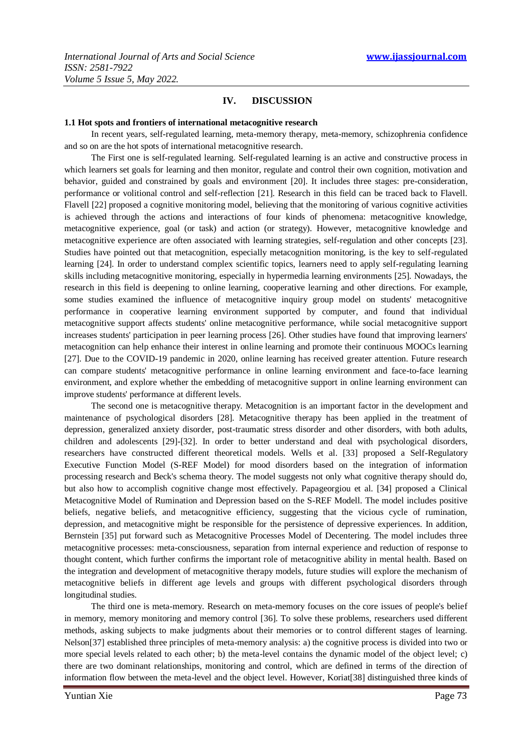## IV. DISCUSSION

### 1.1 Hot spots and frontiers of international metacognitive research

In recent years, self-regulated learning, meta-memory therapy, meta-memory, schizophrenia confidence and so on are the hot spots of international metacognitive research.

The First one is self-regulated learning. Self-regulated learning is an active and constructive process in which learners set goals for learning and then monitor, regulate and control their own cognition, motivation and behavior, guided and constrained by goals and environment [20]. It includes three stages: pre-consideration, performance or volitional control and self-reflection [21]. Research in this field can be traced back to Flavell. Flavell [22] proposed a cognitive monitoring model, believing that the monitoring of various cognitive activities is achieved through the actions and interactions of four kinds of phenomena: metacognitive knowledge, metacognitive experience, goal (or task) and action (or strategy). However, metacognitive knowledge and metacognitive experience are often associated with learning strategies, self-regulation and other concepts [23]. Studies have pointed out that metacognition, especially metacognition monitoring, is the key to self-regulated learning [24]. In order to understand complex scientific topics, learners need to apply self-regulating learning skills including metacognitive monitoring, especially in hypermedia learning environments [25]. Nowadays, the research in this field is deepening to online learning, cooperative learning and other directions. For example, some studies examined the influence of metacognitive inquiry group model on students' metacognitive performance in cooperative learning environment supported by computer, and found that individual metacognitive support affects students' online metacognitive performance, while social metacognitive support increases students' participation in peer learning process [26]. Other studies have found that improving learners' metacognition can help enhance their interest in online learning and promote their continuous MOOCs learning [27]. Due to the COVID-19 pandemic in 2020, online learning has received greater attention. Future research can compare students' metacognitive performance in online learning environment and face-to-face learning environment, and explore whether the embedding of metacognitive support in online learning environment can improve students' performance at different levels.

The second one is metacognitive therapy. Metacognition is an important factor in the development and maintenance of psychological disorders [28]. Metacognitive therapy has been applied in the treatment of depression, generalized anxiety disorder, post-traumatic stress disorder and other disorders, with both adults, children and adolescents [29]-[32]. In order to better understand and deal with psychological disorders, researchers have constructed different theoretical models. Wells et al. [33] proposed a Self-Regulatory Executive Function Model (S-REF Model) for mood disorders based on the integration of information processing research and Beck's schema theory. The model suggests not only what cognitive therapy should do, but also how to accomplish cognitive change most effectively. Papageorgiou et al. [34] proposed a Clinical Metacognitive Model of Rumination and Depression based on the S-REF Modell. The model includes positive beliefs, negative beliefs, and metacognitive efficiency, suggesting that the vicious cycle of rumination, depression, and metacognition might be responsible for the persistence of depressive experiences. In addition, Bernstein [35] put forward such as Metacognitive Processes Model of Decentering. The model includes three metacognitive processes: meta-consciousness, separation from internal experience and reduction of response to thought content, which further confirms the important role of metacognitive ability in mental health. Based on the integration and development of metacognitive therapy models, future studies will explore the mechanism of metacognitive beliefs in different age levels and groups with different psychological disorders through longitudinal studies.

The third one is meta-memory. Research on meta-memory focuses on the core issues of people's belief in memory, memory monitoring and memory control [36]. To solve these problems, researchers used different methods, asking subjects to make judgments about their memories or to control different stages of learning. Nelson[37] established three principles of meta-memory analysis: a) the cognitive process is divided into two or more special levels related to each other; b) the meta-level contains the dynamic model of the object level; c) there are two dominant relationships, monitoring and control, which are defined in terms of the direction of information flow between the meta-level and the object level. However, Koriat[38] distinguished three kinds of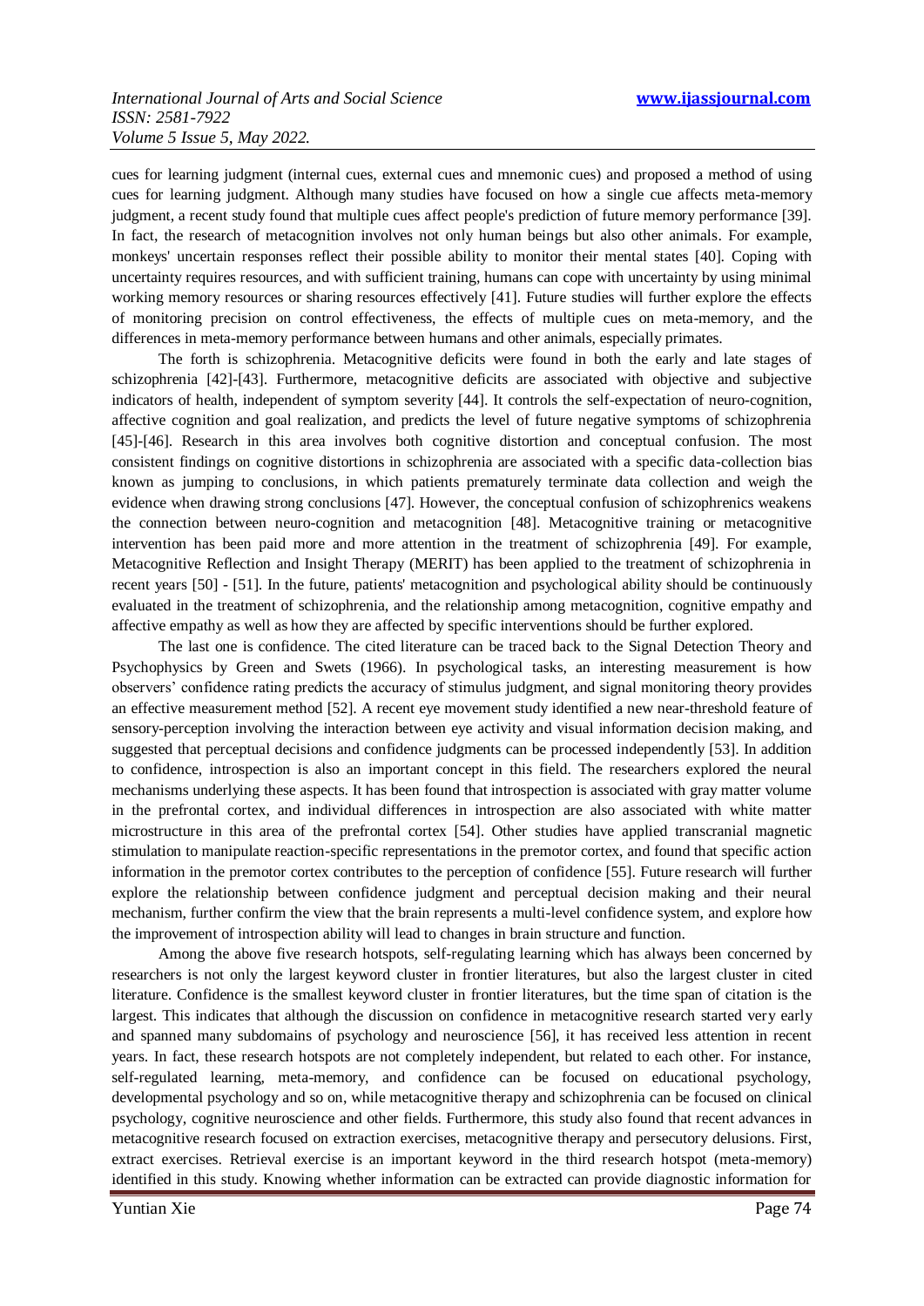cues for learning judgment (internal cues, external cues and mnemonic cues) and proposed a method of using cues for learning judgment. Although many studies have focused on how a single cue affects meta-memory judgment, a recent study found that multiple cues affect people's prediction of future memory performance [39]. In fact, the research of metacognition involves not only human beings but also other animals. For example, monkeys' uncertain responses reflect their possible ability to monitor their mental states [40]. Coping with uncertainty requires resources, and with sufficient training, humans can cope with uncertainty by using minimal working memory resources or sharing resources effectively [41]. Future studies will further explore the effects of monitoring precision on control effectiveness, the effects of multiple cues on meta-memory, and the differences in meta-memory performance between humans and other animals, especially primates.

The forth is schizophrenia. Metacognitive deficits were found in both the early and late stages of schizophrenia [42]-[43]. Furthermore, metacognitive deficits are associated with objective and subjective indicators of health, independent of symptom severity [44]. It controls the self-expectation of neuro-cognition, affective cognition and goal realization, and predicts the level of future negative symptoms of schizophrenia [45]-[46]. Research in this area involves both cognitive distortion and conceptual confusion. The most consistent findings on cognitive distortions in schizophrenia are associated with a specific data-collection bias known as jumping to conclusions, in which patients prematurely terminate data collection and weigh the evidence when drawing strong conclusions [47]. However, the conceptual confusion of schizophrenics weakens the connection between neuro-cognition and metacognition [48]. Metacognitive training or metacognitive intervention has been paid more and more attention in the treatment of schizophrenia [49]. For example, Metacognitive Reflection and Insight Therapy (MERIT) has been applied to the treatment of schizophrenia in recent years [50] - [51]. In the future, patients' metacognition and psychological ability should be continuously evaluated in the treatment of schizophrenia, and the relationship among metacognition, cognitive empathy and affective empathy as well as how they are affected by specific interventions should be further explored.

The last one is confidence. The cited literature can be traced back to the Signal Detection Theory and Psychophysics by Green and Swets (1966). In psychological tasks, an interesting measurement is how observers' confidence rating predicts the accuracy of stimulus judgment, and signal monitoring theory provides an effective measurement method [52]. A recent eye movement study identified a new near-threshold feature of sensory-perception involving the interaction between eye activity and visual information decision making, and suggested that perceptual decisions and confidence judgments can be processed independently [53]. In addition to confidence, introspection is also an important concept in this field. The researchers explored the neural mechanisms underlying these aspects. It has been found that introspection is associated with gray matter volume in the prefrontal cortex, and individual differences in introspection are also associated with white matter microstructure in this area of the prefrontal cortex [54]. Other studies have applied transcranial magnetic stimulation to manipulate reaction-specific representations in the premotor cortex, and found that specific action information in the premotor cortex contributes to the perception of confidence [55]. Future research will further explore the relationship between confidence judgment and perceptual decision making and their neural mechanism, further confirm the view that the brain represents a multi-level confidence system, and explore how the improvement of introspection ability will lead to changes in brain structure and function.

Among the above five research hotspots, self-regulating learning which has always been concerned by researchers is not only the largest keyword cluster in frontier literatures, but also the largest cluster in cited literature. Confidence is the smallest keyword cluster in frontier literatures, but the time span of citation is the largest. This indicates that although the discussion on confidence in metacognitive research started very early and spanned many subdomains of psychology and neuroscience [56], it has received less attention in recent years. In fact, these research hotspots are not completely independent, but related to each other. For instance, self-regulated learning, meta-memory, and confidence can be focused on educational psychology, developmental psychology and so on, while metacognitive therapy and schizophrenia can be focused on clinical psychology, cognitive neuroscience and other fields. Furthermore, this study also found that recent advances in metacognitive research focused on extraction exercises, metacognitive therapy and persecutory delusions. First, extract exercises. Retrieval exercise is an important keyword in the third research hotspot (meta-memory) identified in this study. Knowing whether information can be extracted can provide diagnostic information for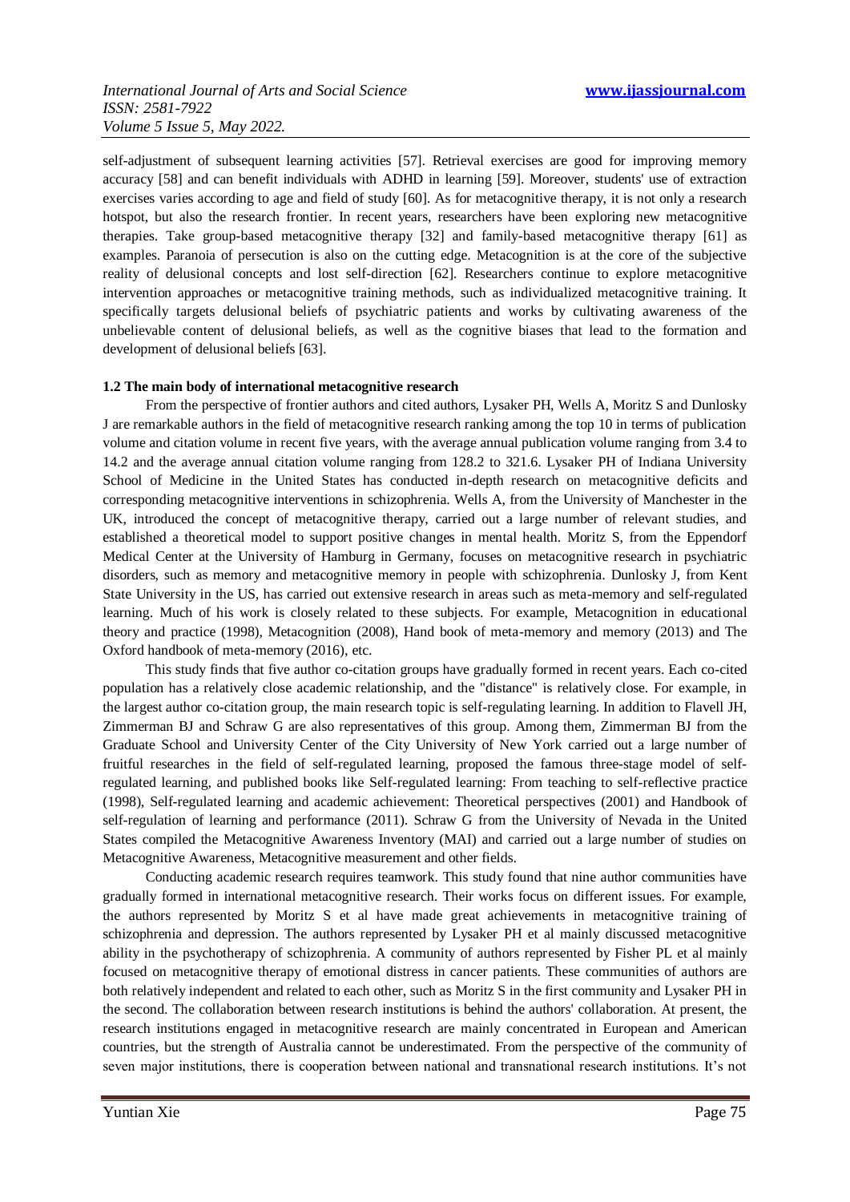self-adjustment of subsequent learning activities [57]. Retrieval exercises are good for improving memory accuracy [58] and can benefit individuals with ADHD in learning [59]. Moreover, students' use of extraction exercises varies according to age and field of study [60]. As for metacognitive therapy, it is not only a research hotspot, but also the research frontier. In recent years, researchers have been exploring new metacognitive therapies. Take group-based metacognitive therapy [32] and family-based metacognitive therapy [61] as examples. Paranoia of persecution is also on the cutting edge. Metacognition is at the core of the subjective reality of delusional concepts and lost self-direction [62]. Researchers continue to explore metacognitive intervention approaches or metacognitive training methods, such as individualized metacognitive training. It specifically targets delusional beliefs of psychiatric patients and works by cultivating awareness of the unbelievable content of delusional beliefs, as well as the cognitive biases that lead to the formation and development of delusional beliefs [63].

**1.2 The main body of international metacognitive research**

From the perspective of frontier authors and cited authors, Lysaker PH, Wells A, Moritz S and Dunlosky J are remarkable authors in the field of metacognitive research ranking among the top 10 in terms of publication volume and citation volume in recent five years, with the average annual publication volume ranging from 3.4 to 14.2 and the average annual citation volume ranging from 128.2 to 321.6. Lysaker PH of Indiana University School of Medicine in the United States has conducted in-depth research on metacognitive deficits and corresponding metacognitive interventions in schizophrenia. Wells A, from the University of Manchester in the UK, introduced the concept of metacognitive therapy, carried out a large number of relevant studies, and established a theoretical model to support positive changes in mental health. Moritz S, from the Eppendorf Medical Center at the University of Hamburg in Germany, focuses on metacognitive research in psychiatric disorders, such as memory and metacognitive memory in people with schizophrenia. Dunlosky J, from Kent State University in the US, has carried out extensive research in areas such as meta-memory and self-regulated learning. Much of his work is closely related to these subjects. For example, Metacognition in educational theory and practice (1998), Metacognition (2008), Hand book of meta-memory and memory (2013) and The Oxford handbook of meta-memory (2016), etc.

This study finds that five author co-citation groups have gradually formed in recent years. Each co-cited population has a relatively close academic relationship, and the "distance" is relatively close. For example, in the largest author co-citation group, the main research topic is self-regulating learning. In addition to Flavell JH, Zimmerman BJ and Schraw G are also representatives of this group. Among them, Zimmerman BJ from the Graduate School and University Center of the City University of New York carried out a large number of fruitful researches in the field of self-regulated learning, proposed the famous three-stage model of self-regulated learning, and published books like Self-regulated learning: From teaching to self-reflective practice (1998), Self-regulated learning and academic achievement: Theoretical perspectives (2001) and Handbook of self-regulation of learning and performance (2011). Schraw G from the University of Nevada in the United States compiled the Metacognitive Awareness Inventory (MAI) and carried out a large number of studies on Metacognitive Awareness, Metacognitive measurement and other fields.

Conducting academic research requires teamwork. This study found that nine author communities have gradually formed in international metacognitive research. Their works focus on different issues. For example, the authors represented by Moritz S et al have made great achievements in metacognitive training of schizophrenia and depression. The authors represented by Lysaker PH et al mainly discussed metacognitive ability in the psychotherapy of schizophrenia. A community of authors represented by Fisher PL et al mainly focused on metacognitive therapy of emotional distress in cancer patients. These communities of authors are both relatively independent and related to each other, such as Moritz S in the first community and Lysaker PH in the second. The collaboration between research institutions is behind the authors' collaboration. At present, the research institutions engaged in metacognitive research are mainly concentrated in European and American countries, but the strength of Australia cannot be underestimated. From the perspective of the community of seven major institutions, there is cooperation between national and transnational research institutions. It's not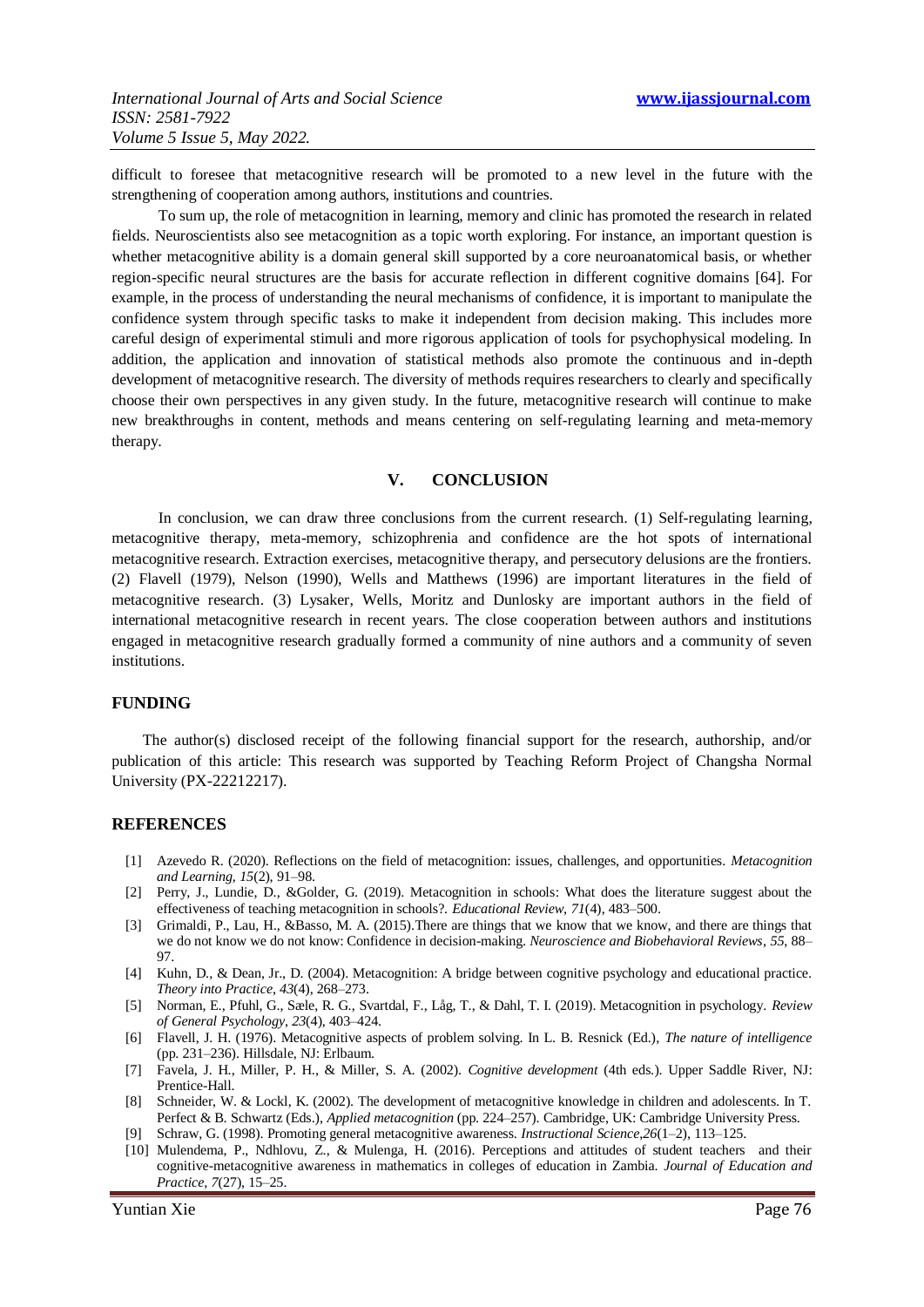difficult to foresee that metacognitive research will be promoted to a new level in the future with the strengthening of cooperation among authors, institutions and countries.

To sum up, the role of metacognition in learning, memory and clinic has promoted the research in related fields. Neuroscientists also see metacognition as a topic worth exploring. For instance, an important question is whether metacognitive ability is a domain general skill supported by a core neuroanatomical basis, or whether region-specific neural structures are the basis for accurate reflection in different cognitive domains [64]. For example, in the process of understanding the neural mechanisms of confidence, it is important to manipulate the confidence system through specific tasks to make it independent from decision making. This includes more careful design of experimental stimuli and more rigorous application of tools for psychophysical modeling. In addition, the application and innovation of statistical methods also promote the continuous and in-depth development of metacognitive research. The diversity of methods requires researchers to clearly and specifically choose their own perspectives in any given study. In the future, metacognitive research will continue to make new breakthroughs in content, methods and means centering on self-regulating learning and meta-memory therapy.

## V. CONCLUSION

In conclusion, we can draw three conclusions from the current research. (1) Self-regulating learning, metacognitive therapy, meta-memory, schizophrenia and confidence are the hot spots of international metacognitive research. Extraction exercises, metacognitive therapy, and persecutory delusions are the frontiers. (2) Flavell (1979), Nelson (1990), Wells and Matthews (1996) are important literatures in the field of metacognitive research. (3) Lysaker, Wells, Moritz and Dunlosky are important authors in the field of international metacognitive research in recent years. The close cooperation between authors and institutions engaged in metacognitive research gradually formed a community of nine authors and a community of seven institutions.

## FUNDING

The author(s) disclosed receipt of the following financial support for the research, authorship, and/or publication of this article: This research was supported by Teaching Reform Project of Changsha Normal University (PX-22212217).

## REFERENCES

- [1] Azevedo R. (2020). Reflections on the field of metacognition: issues, challenges, and opportunities. *Metacognition and Learning*, *15*(2), 91–98.
- [2] Perry, J., Lundie, D., &Golder, G. (2019). Metacognition in schools: What does the literature suggest about the effectiveness of teaching metacognition in schools?. *Educational Review*, *71*(4), 483–500.
- [3] Grimaldi, P., Lau, H., &Basso, M. A. (2015).There are things that we know that we know, and there are things that we do not know we do not know: Confidence in decision-making. *Neuroscience and Biobehavioral Reviews*, *55*, 88–97.
- [4] Kuhn, D., & Dean, Jr., D. (2004). Metacognition: A bridge between cognitive psychology and educational practice. *Theory into Practice*, *43*(4), 268–273.
- [5] Norman, E., Pfuhl, G., Sæle, R. G., Svartdal, F., Låg, T., & Dahl, T. I. (2019). Metacognition in psychology. *Review of General Psychology*, *23*(4), 403–424.
- [6] Flavell, J. H. (1976). Metacognitive aspects of problem solving. In L. B. Resnick (Ed.), *The nature of intelligence* (pp. 231–236). Hillsdale, NJ: Erlbaum.
- [7] Favela, J. H., Miller, P. H., & Miller, S. A. (2002). *Cognitive development* (4th eds.). Upper Saddle River, NJ: Prentice-Hall.
- [8] Schneider, W. & Lockl, K. (2002). The development of metacognitive knowledge in children and adolescents. In T. Perfect & B. Schwartz (Eds.), *Applied metacognition* (pp. 224–257). Cambridge, UK: Cambridge University Press.
- [9] Schraw, G. (1998). Promoting general metacognitive awareness. *Instructional Science*,*26*(1–2), 113–125.
- [10] Mulendema, P., Ndhlovu, Z., & Mulenga, H. (2016). Perceptions and attitudes of student teachers and their cognitive-metacognitive awareness in mathematics in colleges of education in Zambia. *Journal of Education and Practice*, *7*(27), 15–25.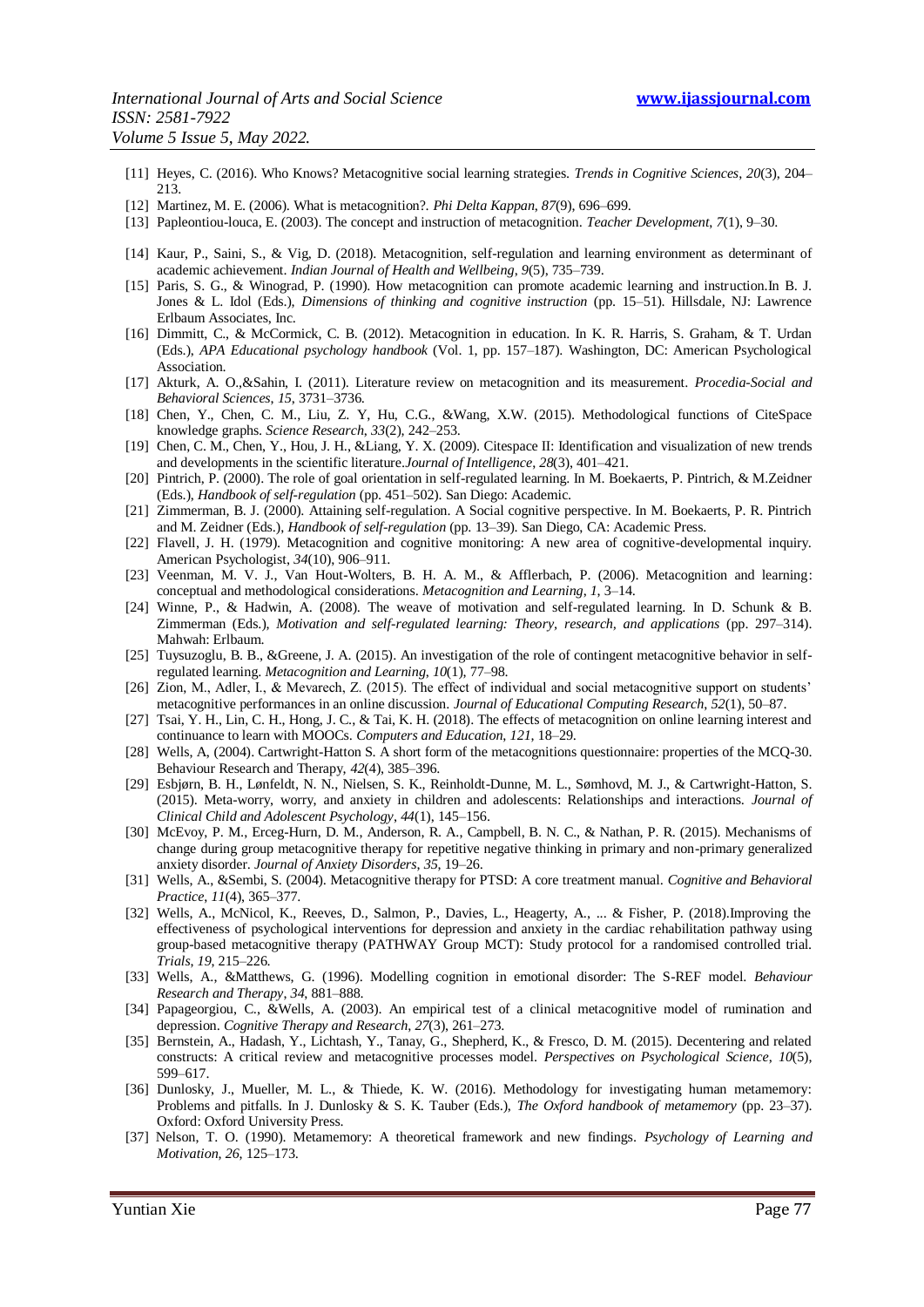[11] Heyes, C. (2016). Who Knows? Metacognitive social learning strategies. *Trends in Cognitive Sciences*, *20*(3), 204–213.

[12] Martinez, M. E. (2006). What is metacognition?. *Phi Delta Kappan*, *87*(9), 696–699.

[13] Papleontiou-louca, E. (2003). The concept and instruction of metacognition. *Teacher Development*, *7*(1), 9–30.

[14] Kaur, P., Saini, S., & Vig, D. (2018). Metacognition, self-regulation and learning environment as determinant of academic achievement. *Indian Journal of Health and Wellbeing*, *9*(5), 735–739.

[15] Paris, S. G., & Winograd, P. (1990). How metacognition can promote academic learning and instruction.In B. J. Jones & L. Idol (Eds.), *Dimensions of thinking and cognitive instruction* (pp. 15–51). Hillsdale, NJ: Lawrence Erlbaum Associates, Inc.

[16] Dimmitt, C., & McCormick, C. B. (2012). Metacognition in education. In K. R. Harris, S. Graham, & T. Urdan (Eds.), *APA Educational psychology handbook* (Vol. 1, pp. 157–187). Washington, DC: American Psychological Association.

[17] Akturk, A. O.,&Sahin, I. (2011). Literature review on metacognition and its measurement. *Procedia-Social and Behavioral Sciences*, *15*, 3731–3736.

[18] Chen, Y., Chen, C. M., Liu, Z. Y, Hu, C.G., &Wang, X.W. (2015). Methodological functions of CiteSpace knowledge graphs. *Science Research*, *33*(2), 242–253.

[19] Chen, C. M., Chen, Y., Hou, J. H., &Liang, Y. X. (2009). Citespace II: Identification and visualization of new trends and developments in the scientific literature.*Journal of Intelligence*, *28*(3), 401–421.

[20] Pintrich, P. (2000). The role of goal orientation in self-regulated learning. In M. Boekaerts, P. Pintrich, & M.Zeidner (Eds.), *Handbook of self-regulation* (pp. 451–502). San Diego: Academic.

[21] Zimmerman, B. J. (2000). Attaining self-regulation. A Social cognitive perspective. In M. Boekaerts, P. R. Pintrich and M. Zeidner (Eds.), *Handbook of self-regulation* (pp. 13–39). San Diego, CA: Academic Press.

[22] Flavell, J. H. (1979). Metacognition and cognitive monitoring: A new area of cognitive-developmental inquiry. American Psychologist, *34*(10), 906–911.

[23] Veenman, M. V. J., Van Hout-Wolters, B. H. A. M., & Afflerbach, P. (2006). Metacognition and learning: conceptual and methodological considerations. *Metacognition and Learning*, *1*, 3–14.

[24] Winne, P., & Hadwin, A. (2008). The weave of motivation and self-regulated learning. In D. Schunk & B. Zimmerman (Eds.), *Motivation and self-regulated learning: Theory, research, and applications* (pp. 297–314). Mahwah: Erlbaum.

[25] Tuysuzoglu, B. B., &Greene, J. A. (2015). An investigation of the role of contingent metacognitive behavior in self-regulated learning. *Metacognition and Learning*, *10*(1), 77–98.

[26] Zion, M., Adler, I., & Mevarech, Z. (2015). The effect of individual and social metacognitive support on students' metacognitive performances in an online discussion. *Journal of Educational Computing Research*, *52*(1), 50–87.

[27] Tsai, Y. H., Lin, C. H., Hong, J. C., & Tai, K. H. (2018). The effects of metacognition on online learning interest and continuance to learn with MOOCs. *Computers and Education*, *121*, 18–29.

[28] Wells, A, (2004). Cartwright-Hatton S. A short form of the metacognitions questionnaire: properties of the MCQ-30. Behaviour Research and Therapy, *42*(4), 385–396.

[29] Esbjørn, B. H., Lønfeldt, N. N., Nielsen, S. K., Reinholdt-Dunne, M. L., Sømhovd, M. J., & Cartwright-Hatton, S. (2015). Meta-worry, worry, and anxiety in children and adolescents: Relationships and interactions. *Journal of Clinical Child and Adolescent Psychology*, *44*(1), 145–156.

[30] McEvoy, P. M., Erceg-Hurn, D. M., Anderson, R. A., Campbell, B. N. C., & Nathan, P. R. (2015). Mechanisms of change during group metacognitive therapy for repetitive negative thinking in primary and non-primary generalized anxiety disorder. *Journal of Anxiety Disorders*, *35*, 19–26.

[31] Wells, A., &Sembi, S. (2004). Metacognitive therapy for PTSD: A core treatment manual. *Cognitive and Behavioral Practice*, *11*(4), 365–377.

[32] Wells, A., McNicol, K., Reeves, D., Salmon, P., Davies, L., Heagerty, A., ... & Fisher, P. (2018).Improving the effectiveness of psychological interventions for depression and anxiety in the cardiac rehabilitation pathway using group-based metacognitive therapy (PATHWAY Group MCT): Study protocol for a randomised controlled trial. *Trials*, *19*, 215–226.

[33] Wells, A., &Matthews, G. (1996). Modelling cognition in emotional disorder: The S-REF model. *Behaviour Research and Therapy*, *34*, 881–888.

[34] Papageorgiou, C., &Wells, A. (2003). An empirical test of a clinical metacognitive model of rumination and depression. *Cognitive Therapy and Research*, *27*(3), 261–273.

[35] Bernstein, A., Hadash, Y., Lichtash, Y., Tanay, G., Shepherd, K., & Fresco, D. M. (2015). Decentering and related constructs: A critical review and metacognitive processes model. *Perspectives on Psychological Science*, *10*(5), 599–617.

[36] Dunlosky, J., Mueller, M. L., & Thiede, K. W. (2016). Methodology for investigating human metamemory: Problems and pitfalls. In J. Dunlosky & S. K. Tauber (Eds.), *The Oxford handbook of metamemory* (pp. 23–37). Oxford: Oxford University Press.

[37] Nelson, T. O. (1990). Metamemory: A theoretical framework and new findings. *Psychology of Learning and Motivation*, *26*, 125–173.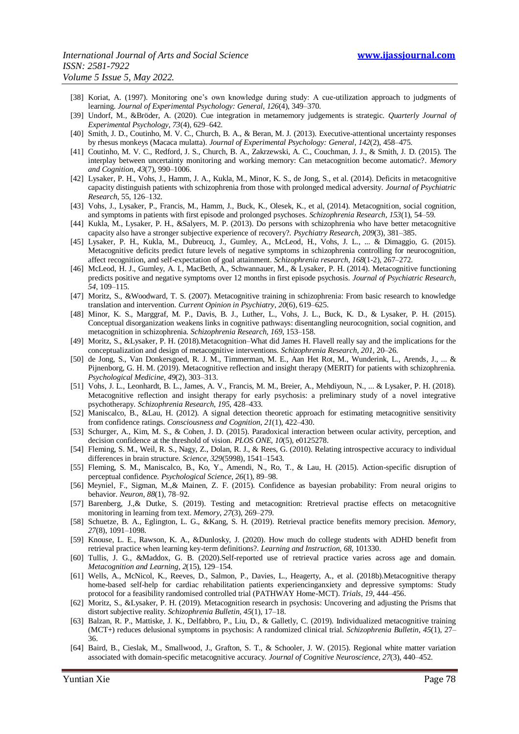[38] Koriat, A. (1997). Monitoring one's own knowledge during study: A cue-utilization approach to judgments of learning. *Journal of Experimental Psychology: General*, *126*(4), 349–370.

[39] Undorf, M., &Bröder, A. (2020). Cue integration in metamemory judgements is strategic. *Quarterly Journal of Experimental Psychology*, *73*(4), 629–642.

[40] Smith, J. D., Coutinho, M. V. C., Church, B. A., & Beran, M. J. (2013). Executive-attentional uncertainty responses by rhesus monkeys (Macaca mulatta). *Journal of Experimental Psychology: General*, *142*(2), 458–475.

[41] Coutinho, M. V. C., Redford, J. S., Church, B. A., Zakrzewski, A. C., Couchman, J. J., & Smith, J. D. (2015). The interplay between uncertainty monitoring and working memory: Can metacognition become automatic?. *Memory and Cognition*, *43*(7), 990–1006.

[42] Lysaker, P. H., Vohs, J., Hamm, J. A., Kukla, M., Minor, K. S., de Jong, S., et al. (2014). Deficits in metacognitive capacity distinguish patients with schizophrenia from those with prolonged medical adversity. *Journal of Psychiatric Research*, 55, 126–132.

[43] Vohs, J., Lysaker, P., Francis, M., Hamm, J., Buck, K., Olesek, K., et al, (2014). Metacognition, social cognition, and symptoms in patients with first episode and prolonged psychoses. *Schizophrenia Research*, *153*(1), 54–59.

[44] Kukla, M., Lysaker, P. H., &Salyers, M. P. (2013). Do persons with schizophrenia who have better metacognitive capacity also have a stronger subjective experience of recovery?. *Psychiatry Research*, *209*(3), 381–385.

[45] Lysaker, P. H., Kukla, M., Dubreucq, J., Gumley, A., McLeod, H., Vohs, J. L., ... & Dimaggio, G. (2015). Metacognitive deficits predict future levels of negative symptoms in schizophrenia controlling for neurocognition, affect recognition, and self-expectation of goal attainment. *Schizophrenia research*, *168*(1-2), 267–272.

[46] McLeod, H. J., Gumley, A. I., MacBeth, A., Schwannauer, M., & Lysaker, P. H. (2014). Metacognitive functioning predicts positive and negative symptoms over 12 months in first episode psychosis. *Journal of Psychiatric Research*, *54*, 109–115.

[47] Moritz, S., &Woodward, T. S. (2007). Metacognitive training in schizophrenia: From basic research to knowledge translation and intervention. *Current Opinion in Psychiatry*, *20*(6), 619–625.

[48] Minor, K. S., Marggraf, M. P., Davis, B. J., Luther, L., Vohs, J. L., Buck, K. D., & Lysaker, P. H. (2015). Conceptual disorganization weakens links in cognitive pathways: disentangling neurocognition, social cognition, and metacognition in schizophrenia. *Schizophrenia Research*, *169*, 153–158.

[49] Moritz, S., &Lysaker, P. H. (2018).Metacognition–What did James H. Flavell really say and the implications for the conceptualization and design of metacognitive interventions. *Schizophrenia Research*, *201*, 20–26.

[50] de Jong, S., Van Donkersgoed, R. J. M., Timmerman, M. E., Aan Het Rot, M., Wunderink, L., Arends, J., ... & Pijnenborg, G. H. M. (2019). Metacognitive reflection and insight therapy (MERIT) for patients with schizophrenia. *Psychological Medicine*, *49*(2), 303–313.

[51] Vohs, J. L., Leonhardt, B. L., James, A. V., Francis, M. M., Breier, A., Mehdiyoun, N., ... & Lysaker, P. H. (2018). Metacognitive reflection and insight therapy for early psychosis: a preliminary study of a novel integrative psychotherapy. *Schizophrenia Research*, *195*, 428–433.

[52] Maniscalco, B., &Lau, H. (2012). A signal detection theoretic approach for estimating metacognitive sensitivity from confidence ratings. *Consciousness and Cognition*, *21*(1), 422–430.

[53] Schurger, A., Kim, M. S., & Cohen, J. D. (2015). Paradoxical interaction between ocular activity, perception, and decision confidence at the threshold of vision. *PLOS ONE*, *10*(5), e0125278.

[54] Fleming, S. M., Weil, R. S., Nagy, Z., Dolan, R. J., & Rees, G. (2010). Relating introspective accuracy to individual differences in brain structure. *Science*, *329*(5998), 1541–1543.

[55] Fleming, S. M., Maniscalco, B., Ko, Y., Amendi, N., Ro, T., & Lau, H. (2015). Action-specific disruption of perceptual confidence. *Psychological Science*, *26*(1), 89–98.

[56] Meyniel, F., Sigman, M.,& Mainen, Z. F. (2015). Confidence as bayesian probability: From neural origins to behavior. *Neuron*, *88*(1), 78–92.

[57] Barenberg, J.,& Dutke, S. (2019). Testing and metacognition: Rretrieval practise effects on metacognitive monitoring in learning from text. *Memory*, *27*(3), 269–279.

[58] Schuetze, B. A., Eglington, L. G., &Kang, S. H. (2019). Retrieval practice benefits memory precision. *Memory*, *27*(8), 1091–1098.

[59] Knouse, L. E., Rawson, K. A., &Dunlosky, J. (2020). How much do college students with ADHD benefit from retrieval practice when learning key-term definitions?. *Learning and Instruction*, *68*, 101330.

[60] Tullis, J. G., &Maddox, G. B. (2020).Self-reported use of retrieval practice varies across age and domain. *Metacognition and Learning*, *2*(15), 129–154.

[61] Wells, A., McNicol, K., Reeves, D., Salmon, P., Davies, L., Heagerty, A., et al. (2018b).Metacognitive therapy home-based self-help for cardiac rehabilitation patients experiencinganxiety and depressive symptoms: Study protocol for a feasibility randomised controlled trial (PATHWAY Home-MCT). *Trials*, *19*, 444–456.

[62] Moritz, S., &Lysaker, P. H. (2019). Metacognition research in psychosis: Uncovering and adjusting the Prisms that distort subjective reality. *Schizophrenia Bulletin*, *45*(1), 17–18.

[63] Balzan, R. P., Mattiske, J. K., Delfabbro, P., Liu, D., & Galletly, C. (2019). Individualized metacognitive training (MCT+) reduces delusional symptoms in psychosis: A randomized clinical trial. *Schizophrenia Bulletin*, *45*(1), 27–36.

[64] Baird, B., Cieslak, M., Smallwood, J., Grafton, S. T., & Schooler, J. W. (2015). Regional white matter variation associated with domain-specific metacognitive accuracy. *Journal of Cognitive Neuroscience*, *27*(3), 440–452.